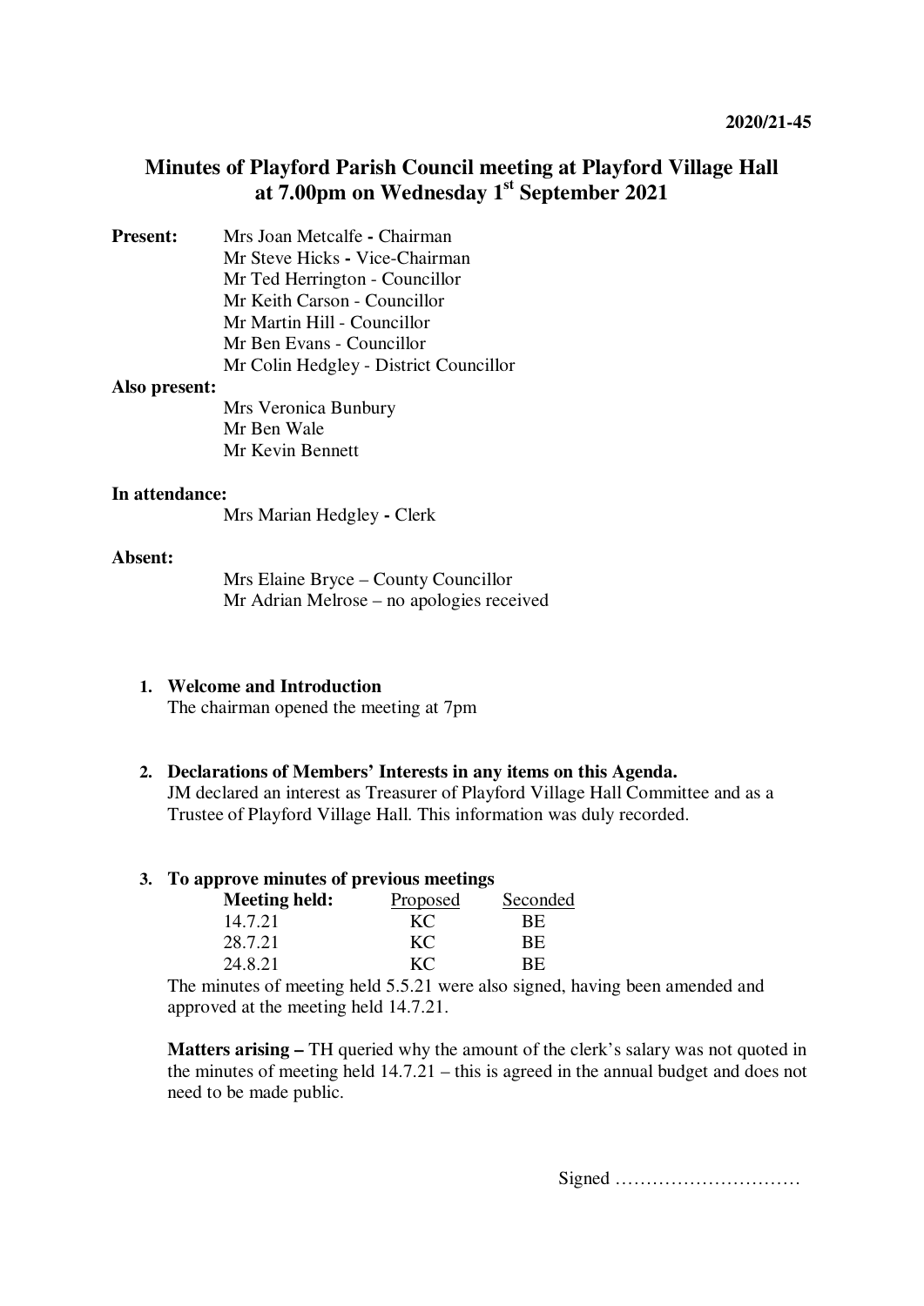2020/21-45

# Minutes of Playford Parish Council meeting at Playford Village Hall at 7.00pm on Wednesday 1st September 2021

**Present:**
Mrs Joan Metcalfe **-** Chairman
Mr Steve Hicks **-** Vice-Chairman
Mr Ted Herrington - Councillor
Mr Keith Carson - Councillor
Mr Martin Hill - Councillor
Mr Ben Evans - Councillor
Mr Colin Hedgley - District Councillor

**Also present:**
Mrs Veronica Bunbury
Mr Ben Wale
Mr Kevin Bennett

**In attendance:**
Mrs Marian Hedgley **-** Clerk

**Absent:**
Mrs Elaine Bryce – County Councillor
Mr Adrian Melrose – no apologies received

1. **Welcome and Introduction**
   The chairman opened the meeting at 7pm

2. **Declarations of Members' Interests in any items on this Agenda.**
   JM declared an interest as Treasurer of Playford Village Hall Committee and as a Trustee of Playford Village Hall. This information was duly recorded.

3. **To approve minutes of previous meetings**

| **Meeting held:** | Proposed | Seconded |
|---|---|---|
| 14.7.21 | KC | BE |
| 28.7.21 | KC | BE |
| 24.8.21 | KC | BE |

   The minutes of meeting held 5.5.21 were also signed, having been amended and approved at the meeting held 14.7.21.

   **Matters arising –** TH queried why the amount of the clerk's salary was not quoted in the minutes of meeting held 14.7.21 – this is agreed in the annual budget and does not need to be made public.

Signed …………………………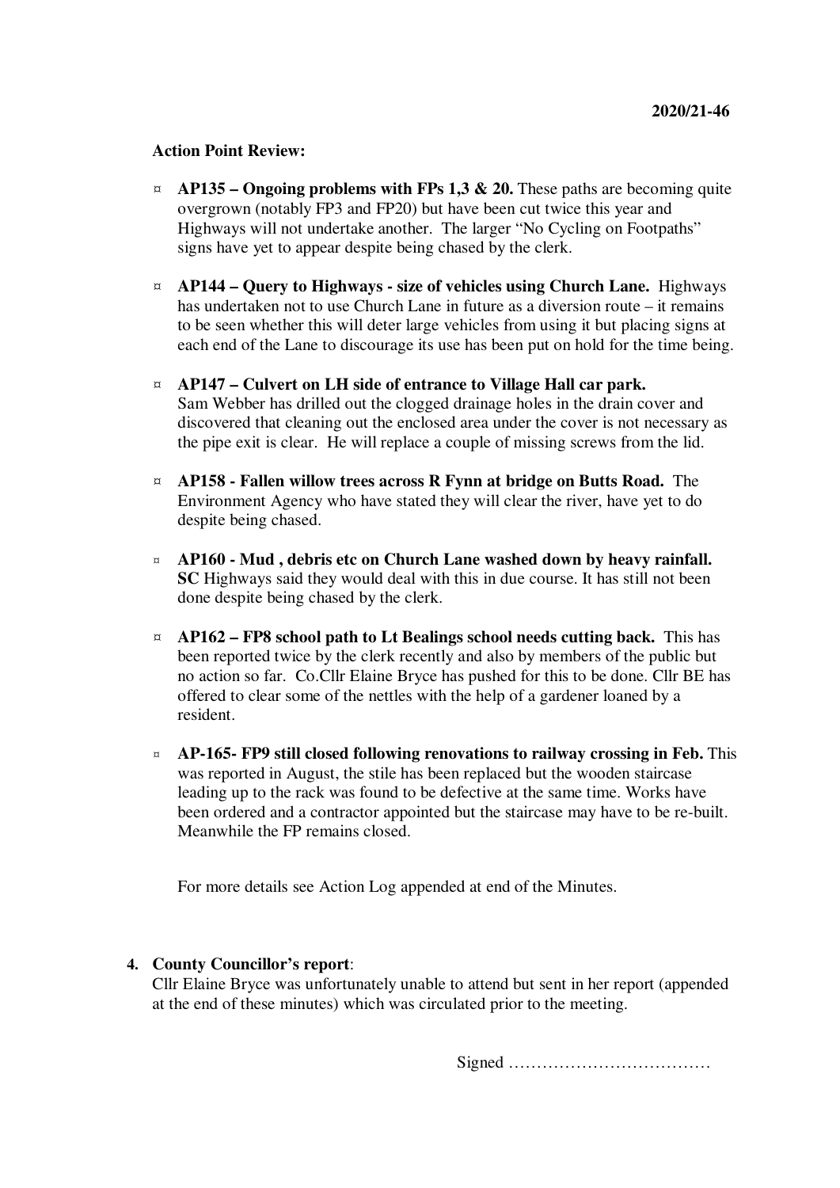**2020/21-46**

**Action Point Review:**

- **AP135 – Ongoing problems with FPs 1,3 & 20.** These paths are becoming quite overgrown (notably FP3 and FP20) but have been cut twice this year and Highways will not undertake another. The larger "No Cycling on Footpaths" signs have yet to appear despite being chased by the clerk.

- **AP144 – Query to Highways - size of vehicles using Church Lane.** Highways has undertaken not to use Church Lane in future as a diversion route – it remains to be seen whether this will deter large vehicles from using it but placing signs at each end of the Lane to discourage its use has been put on hold for the time being.

- **AP147 – Culvert on LH side of entrance to Village Hall car park.** Sam Webber has drilled out the clogged drainage holes in the drain cover and discovered that cleaning out the enclosed area under the cover is not necessary as the pipe exit is clear. He will replace a couple of missing screws from the lid.

- **AP158 - Fallen willow trees across R Fynn at bridge on Butts Road.** The Environment Agency who have stated they will clear the river, have yet to do despite being chased.

- **AP160 - Mud , debris etc on Church Lane washed down by heavy rainfall. SC** Highways said they would deal with this in due course. It has still not been done despite being chased by the clerk.

- **AP162 – FP8 school path to Lt Bealings school needs cutting back.** This has been reported twice by the clerk recently and also by members of the public but no action so far. Co.Cllr Elaine Bryce has pushed for this to be done. Cllr BE has offered to clear some of the nettles with the help of a gardener loaned by a resident.

- **AP-165- FP9 still closed following renovations to railway crossing in Feb.** This was reported in August, the stile has been replaced but the wooden staircase leading up to the rack was found to be defective at the same time. Works have been ordered and a contractor appointed but the staircase may have to be re-built. Meanwhile the FP remains closed.

For more details see Action Log appended at end of the Minutes.

**4. County Councillor's report**:
Cllr Elaine Bryce was unfortunately unable to attend but sent in her report (appended at the end of these minutes) which was circulated prior to the meeting.

Signed ………………………………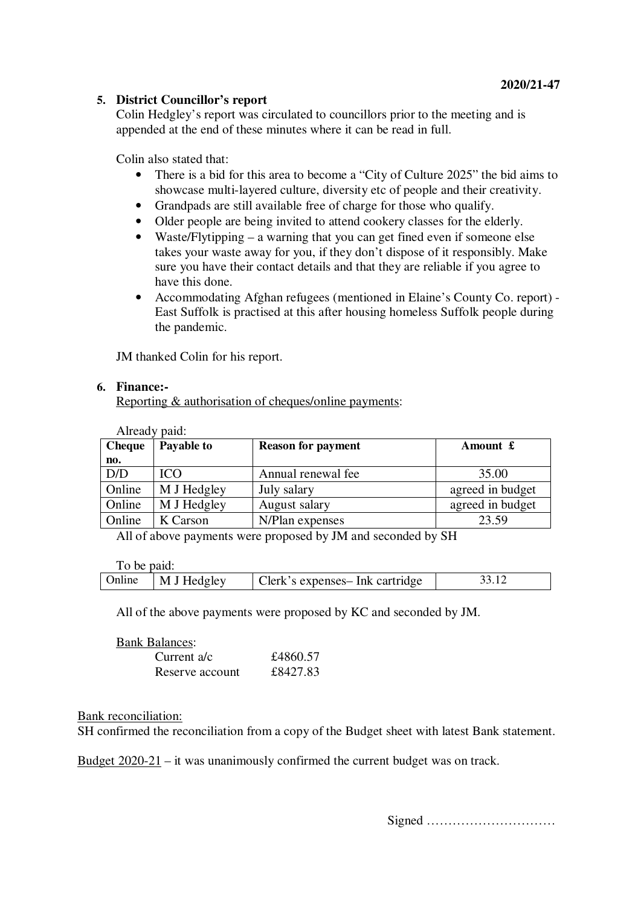2020/21-47

**5. District Councillor's report**

Colin Hedgley's report was circulated to councillors prior to the meeting and is appended at the end of these minutes where it can be read in full.

Colin also stated that:

- There is a bid for this area to become a "City of Culture 2025" the bid aims to showcase multi-layered culture, diversity etc of people and their creativity.
- Grandpads are still available free of charge for those who qualify.
- Older people are being invited to attend cookery classes for the elderly.
- Waste/Flytipping – a warning that you can get fined even if someone else takes your waste away for you, if they don't dispose of it responsibly. Make sure you have their contact details and that they are reliable if you agree to have this done.
- Accommodating Afghan refugees (mentioned in Elaine's County Co. report) - East Suffolk is practised at this after housing homeless Suffolk people during the pandemic.

JM thanked Colin for his report.

**6. Finance:-**

Reporting & authorisation of cheques/online payments:

Already paid:

| Cheque no. | Payable to | Reason for payment | Amount £ |
|---|---|---|---|
| D/D | ICO | Annual renewal fee | 35.00 |
| Online | M J Hedgley | July salary | agreed in budget |
| Online | M J Hedgley | August salary | agreed in budget |
| Online | K Carson | N/Plan expenses | 23.59 |

All of above payments were proposed by JM and seconded by SH

To be paid:

| | | | |
|---|---|---|---|
| Online | M J Hedgley | Clerk's expenses– Ink cartridge | 33.12 |

All of the above payments were proposed by KC and seconded by JM.

Bank Balances:

Current a/c £4860.57
Reserve account £8427.83

Bank reconciliation:
SH confirmed the reconciliation from a copy of the Budget sheet with latest Bank statement.

Budget 2020-21 – it was unanimously confirmed the current budget was on track.

Signed …………………………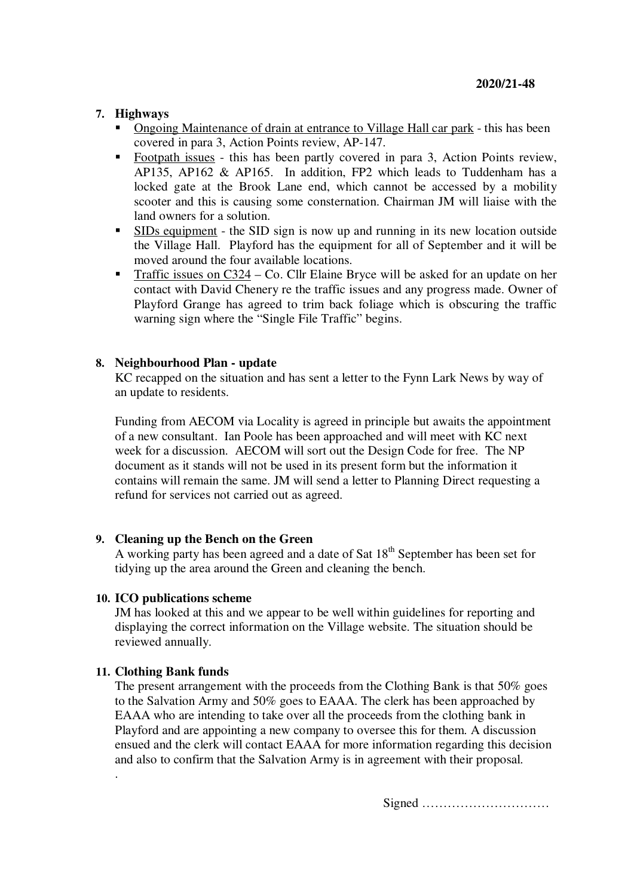**2020/21-48**

**7. Highways**

- Ongoing Maintenance of drain at entrance to Village Hall car park - this has been covered in para 3, Action Points review, AP-147.
- Footpath issues - this has been partly covered in para 3, Action Points review, AP135, AP162 & AP165. In addition, FP2 which leads to Tuddenham has a locked gate at the Brook Lane end, which cannot be accessed by a mobility scooter and this is causing some consternation. Chairman JM will liaise with the land owners for a solution.
- SIDs equipment - the SID sign is now up and running in its new location outside the Village Hall. Playford has the equipment for all of September and it will be moved around the four available locations.
- Traffic issues on C324 – Co. Cllr Elaine Bryce will be asked for an update on her contact with David Chenery re the traffic issues and any progress made. Owner of Playford Grange has agreed to trim back foliage which is obscuring the traffic warning sign where the "Single File Traffic" begins.

**8. Neighbourhood Plan - update**

KC recapped on the situation and has sent a letter to the Fynn Lark News by way of an update to residents.

Funding from AECOM via Locality is agreed in principle but awaits the appointment of a new consultant. Ian Poole has been approached and will meet with KC next week for a discussion. AECOM will sort out the Design Code for free. The NP document as it stands will not be used in its present form but the information it contains will remain the same. JM will send a letter to Planning Direct requesting a refund for services not carried out as agreed.

**9. Cleaning up the Bench on the Green**

A working party has been agreed and a date of Sat 18th September has been set for tidying up the area around the Green and cleaning the bench.

**10. ICO publications scheme**

JM has looked at this and we appear to be well within guidelines for reporting and displaying the correct information on the Village website. The situation should be reviewed annually.

**11. Clothing Bank funds**

The present arrangement with the proceeds from the Clothing Bank is that 50% goes to the Salvation Army and 50% goes to EAAA. The clerk has been approached by EAAA who are intending to take over all the proceeds from the clothing bank in Playford and are appointing a new company to oversee this for them. A discussion ensued and the clerk will contact EAAA for more information regarding this decision and also to confirm that the Salvation Army is in agreement with their proposal.

.

Signed …………………………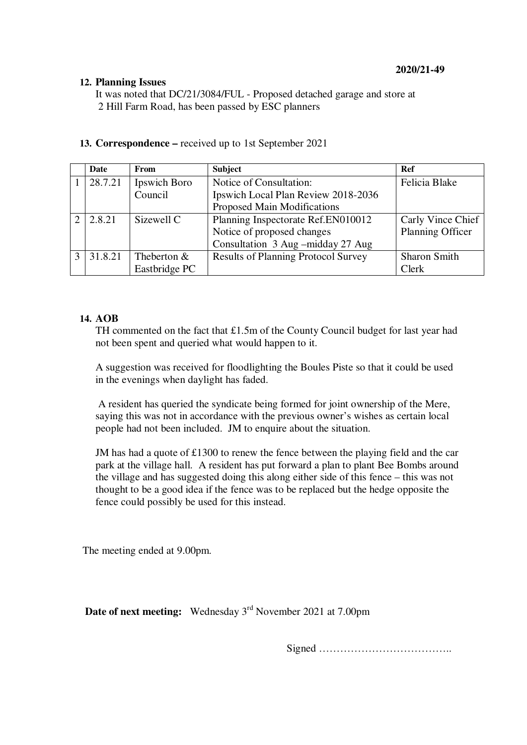2020/21-49

## 12. Planning Issues

It was noted that DC/21/3084/FUL - Proposed detached garage and store at 2 Hill Farm Road, has been passed by ESC planners

## 13. Correspondence – received up to 1st September 2021

| | Date | From | Subject | Ref |
|---|---|---|---|---|
| 1 | 28.7.21 | Ipswich Boro Council | Notice of Consultation: Ipswich Local Plan Review 2018-2036 Proposed Main Modifications | Felicia Blake |
| 2 | 2.8.21 | Sizewell C | Planning Inspectorate Ref.EN010012 Notice of proposed changes Consultation 3 Aug –midday 27 Aug | Carly Vince Chief Planning Officer |
| 3 | 31.8.21 | Theberton & Eastbridge PC | Results of Planning Protocol Survey | Sharon Smith Clerk |

## 14. AOB

TH commented on the fact that £1.5m of the County Council budget for last year had not been spent and queried what would happen to it.

A suggestion was received for floodlighting the Boules Piste so that it could be used in the evenings when daylight has faded.

A resident has queried the syndicate being formed for joint ownership of the Mere, saying this was not in accordance with the previous owner's wishes as certain local people had not been included. JM to enquire about the situation.

JM has had a quote of £1300 to renew the fence between the playing field and the car park at the village hall. A resident has put forward a plan to plant Bee Bombs around the village and has suggested doing this along either side of this fence – this was not thought to be a good idea if the fence was to be replaced but the hedge opposite the fence could possibly be used for this instead.

The meeting ended at 9.00pm.

**Date of next meeting:** Wednesday 3rd November 2021 at 7.00pm

Signed ………………………………..